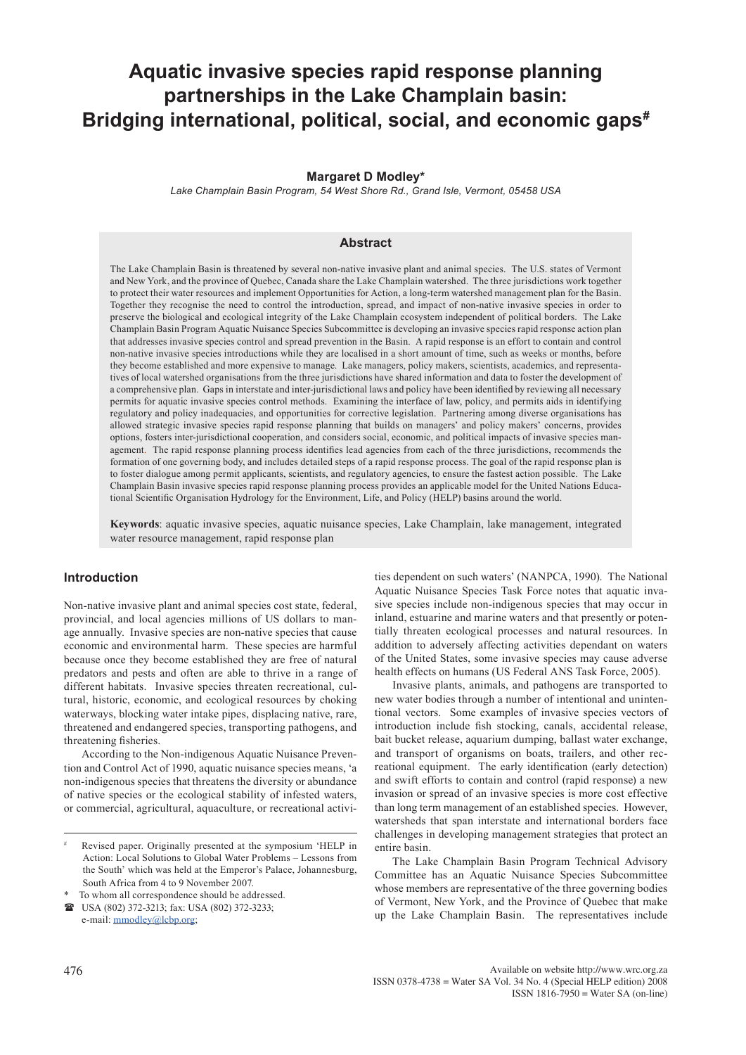# Aquatic invasive species rapid response planning partnerships in the Lake Champlain basin: Bridging international, political, social, and economic gaps[#]

**Margaret D Modley***

*Lake Champlain Basin Program, 54 West Shore Rd., Grand Isle, Vermont, 05458 USA*

## Abstract

The Lake Champlain Basin is threatened by several non-native invasive plant and animal species. The U.S. states of Vermont and New York, and the province of Quebec, Canada share the Lake Champlain watershed. The three jurisdictions work together to protect their water resources and implement Opportunities for Action, a long-term watershed management plan for the Basin. Together they recognise the need to control the introduction, spread, and impact of non-native invasive species in order to preserve the biological and ecological integrity of the Lake Champlain ecosystem independent of political borders. The Lake Champlain Basin Program Aquatic Nuisance Species Subcommittee is developing an invasive species rapid response action plan that addresses invasive species control and spread prevention in the Basin. A rapid response is an effort to contain and control non-native invasive species introductions while they are localised in a short amount of time, such as weeks or months, before they become established and more expensive to manage. Lake managers, policy makers, scientists, academics, and representatives of local watershed organisations from the three jurisdictions have shared information and data to foster the development of a comprehensive plan. Gaps in interstate and inter-jurisdictional laws and policy have been identified by reviewing all necessary permits for aquatic invasive species control methods. Examining the interface of law, policy, and permits aids in identifying regulatory and policy inadequacies, and opportunities for corrective legislation. Partnering among diverse organisations has allowed strategic invasive species rapid response planning that builds on managers' and policy makers' concerns, provides options, fosters inter-jurisdictional cooperation, and considers social, economic, and political impacts of invasive species management. The rapid response planning process identifies lead agencies from each of the three jurisdictions, recommends the formation of one governing body, and includes detailed steps of a rapid response process. The goal of the rapid response plan is to foster dialogue among permit applicants, scientists, and regulatory agencies, to ensure the fastest action possible. The Lake Champlain Basin invasive species rapid response planning process provides an applicable model for the United Nations Educational Scientific Organisation Hydrology for the Environment, Life, and Policy (HELP) basins around the world.

**Keywords**: aquatic invasive species, aquatic nuisance species, Lake Champlain, lake management, integrated water resource management, rapid response plan

## Introduction

Non-native invasive plant and animal species cost state, federal, provincial, and local agencies millions of US dollars to manage annually. Invasive species are non-native species that cause economic and environmental harm. These species are harmful because once they become established they are free of natural predators and pests and often are able to thrive in a range of different habitats. Invasive species threaten recreational, cultural, historic, economic, and ecological resources by choking waterways, blocking water intake pipes, displacing native, rare, threatened and endangered species, transporting pathogens, and threatening fisheries.

According to the Non-indigenous Aquatic Nuisance Prevention and Control Act of 1990, aquatic nuisance species means, 'a non-indigenous species that threatens the diversity or abundance of native species or the ecological stability of infested waters, or commercial, agricultural, aquaculture, or recreational activities dependent on such waters' (NANPCA, 1990). The National Aquatic Nuisance Species Task Force notes that aquatic invasive species include non-indigenous species that may occur in inland, estuarine and marine waters and that presently or potentially threaten ecological processes and natural resources. In addition to adversely affecting activities dependant on waters of the United States, some invasive species may cause adverse health effects on humans (US Federal ANS Task Force, 2005).

Invasive plants, animals, and pathogens are transported to new water bodies through a number of intentional and unintentional vectors. Some examples of invasive species vectors of introduction include fish stocking, canals, accidental release, bait bucket release, aquarium dumping, ballast water exchange, and transport of organisms on boats, trailers, and other recreational equipment. The early identification (early detection) and swift efforts to contain and control (rapid response) a new invasion or spread of an invasive species is more cost effective than long term management of an established species. However, watersheds that span interstate and international borders face challenges in developing management strategies that protect an entire basin.

The Lake Champlain Basin Program Technical Advisory Committee has an Aquatic Nuisance Species Subcommittee whose members are representative of the three governing bodies of Vermont, New York, and the Province of Quebec that make up the Lake Champlain Basin. The representatives include

---

[#] Revised paper. Originally presented at the symposium 'HELP in Action: Local Solutions to Global Water Problems – Lessons from the South' which was held at the Emperor's Palace, Johannesburg, South Africa from 4 to 9 November 2007.

\* To whom all correspondence should be addressed.

☎ USA (802) 372-3213; fax: USA (802) 372-3233; e-mail: mmodley@lcbp.org;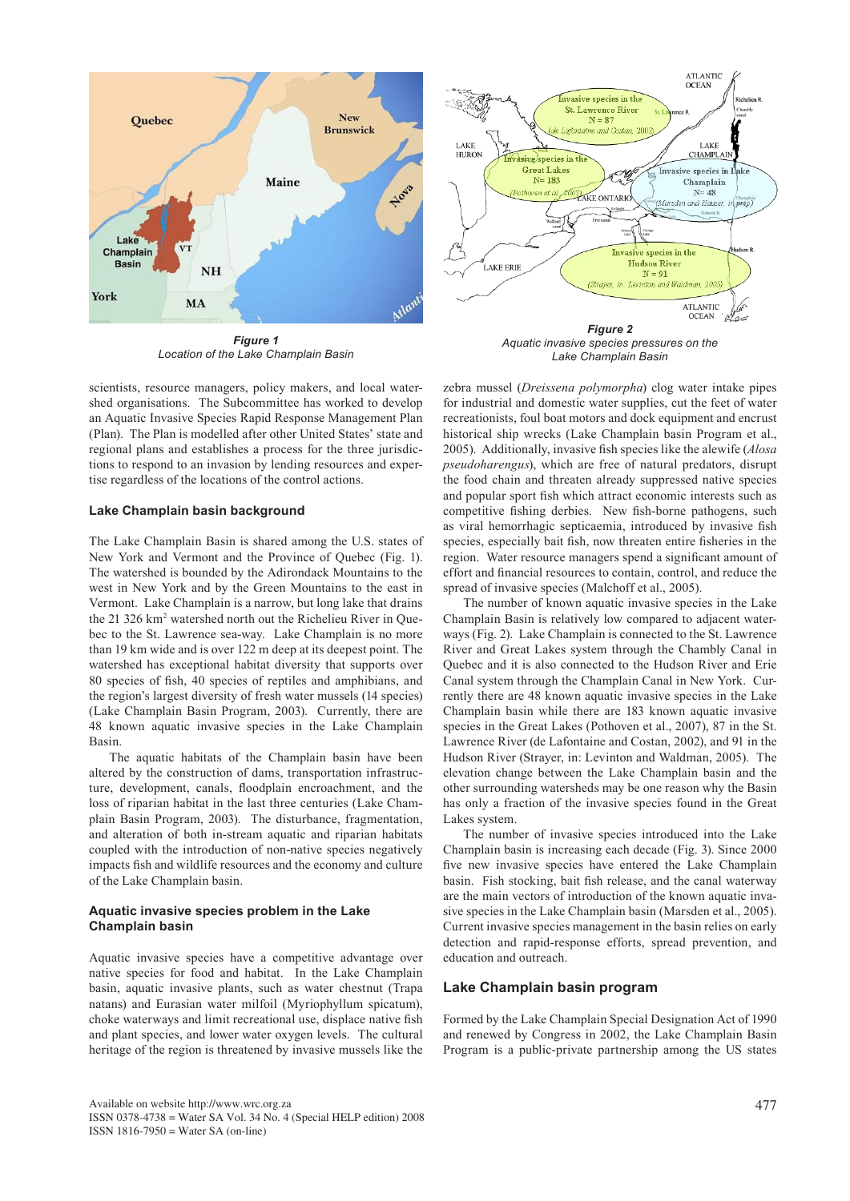*Figure 1*
*Location of the Lake Champlain Basin*

*Figure 2*
*Aquatic invasive species pressures on the Lake Champlain Basin*

scientists, resource managers, policy makers, and local watershed organisations. The Subcommittee has worked to develop an Aquatic Invasive Species Rapid Response Management Plan (Plan). The Plan is modelled after other United States' state and regional plans and establishes a process for the three jurisdictions to respond to an invasion by lending resources and expertise regardless of the locations of the control actions.

### Lake Champlain basin background

The Lake Champlain Basin is shared among the U.S. states of New York and Vermont and the Province of Quebec (Fig. 1). The watershed is bounded by the Adirondack Mountains to the west in New York and by the Green Mountains to the east in Vermont. Lake Champlain is a narrow, but long lake that drains the 21 326 km$^2$ watershed north out the Richelieu River in Quebec to the St. Lawrence sea-way. Lake Champlain is no more than 19 km wide and is over 122 m deep at its deepest point. The watershed has exceptional habitat diversity that supports over 80 species of fish, 40 species of reptiles and amphibians, and the region's largest diversity of fresh water mussels (14 species) (Lake Champlain Basin Program, 2003). Currently, there are 48 known aquatic invasive species in the Lake Champlain Basin.

The aquatic habitats of the Champlain basin have been altered by the construction of dams, transportation infrastructure, development, canals, floodplain encroachment, and the loss of riparian habitat in the last three centuries (Lake Champlain Basin Program, 2003). The disturbance, fragmentation, and alteration of both in-stream aquatic and riparian habitats coupled with the introduction of non-native species negatively impacts fish and wildlife resources and the economy and culture of the Lake Champlain basin.

### Aquatic invasive species problem in the Lake Champlain basin

Aquatic invasive species have a competitive advantage over native species for food and habitat. In the Lake Champlain basin, aquatic invasive plants, such as water chestnut (Trapa natans) and Eurasian water milfoil (Myriophyllum spicatum), choke waterways and limit recreational use, displace native fish and plant species, and lower water oxygen levels. The cultural heritage of the region is threatened by invasive mussels like the zebra mussel (*Dreissena polymorpha*) clog water intake pipes for industrial and domestic water supplies, cut the feet of water recreationists, foul boat motors and dock equipment and encrust historical ship wrecks (Lake Champlain basin Program et al., 2005). Additionally, invasive fish species like the alewife (*Alosa pseudoharengus*), which are free of natural predators, disrupt the food chain and threaten already suppressed native species and popular sport fish which attract economic interests such as competitive fishing derbies. New fish-borne pathogens, such as viral hemorrhagic septicaemia, introduced by invasive fish species, especially bait fish, now threaten entire fisheries in the region. Water resource managers spend a significant amount of effort and financial resources to contain, control, and reduce the spread of invasive species (Malchoff et al., 2005).

The number of known aquatic invasive species in the Lake Champlain Basin is relatively low compared to adjacent waterways (Fig. 2). Lake Champlain is connected to the St. Lawrence River and Great Lakes system through the Chambly Canal in Quebec and it is also connected to the Hudson River and Erie Canal system through the Champlain Canal in New York. Currently there are 48 known aquatic invasive species in the Lake Champlain basin while there are 183 known aquatic invasive species in the Great Lakes (Pothoven et al., 2007), 87 in the St. Lawrence River (de Lafontaine and Costan, 2002), and 91 in the Hudson River (Strayer, in: Levinton and Waldman, 2005). The elevation change between the Lake Champlain basin and the other surrounding watersheds may be one reason why the Basin has only a fraction of the invasive species found in the Great Lakes system.

The number of invasive species introduced into the Lake Champlain basin is increasing each decade (Fig. 3). Since 2000 five new invasive species have entered the Lake Champlain basin. Fish stocking, bait fish release, and the canal waterway are the main vectors of introduction of the known aquatic invasive species in the Lake Champlain basin (Marsden et al., 2005). Current invasive species management in the basin relies on early detection and rapid-response efforts, spread prevention, and education and outreach.

### Lake Champlain basin program

Formed by the Lake Champlain Special Designation Act of 1990 and renewed by Congress in 2002, the Lake Champlain Basin Program is a public-private partnership among the US states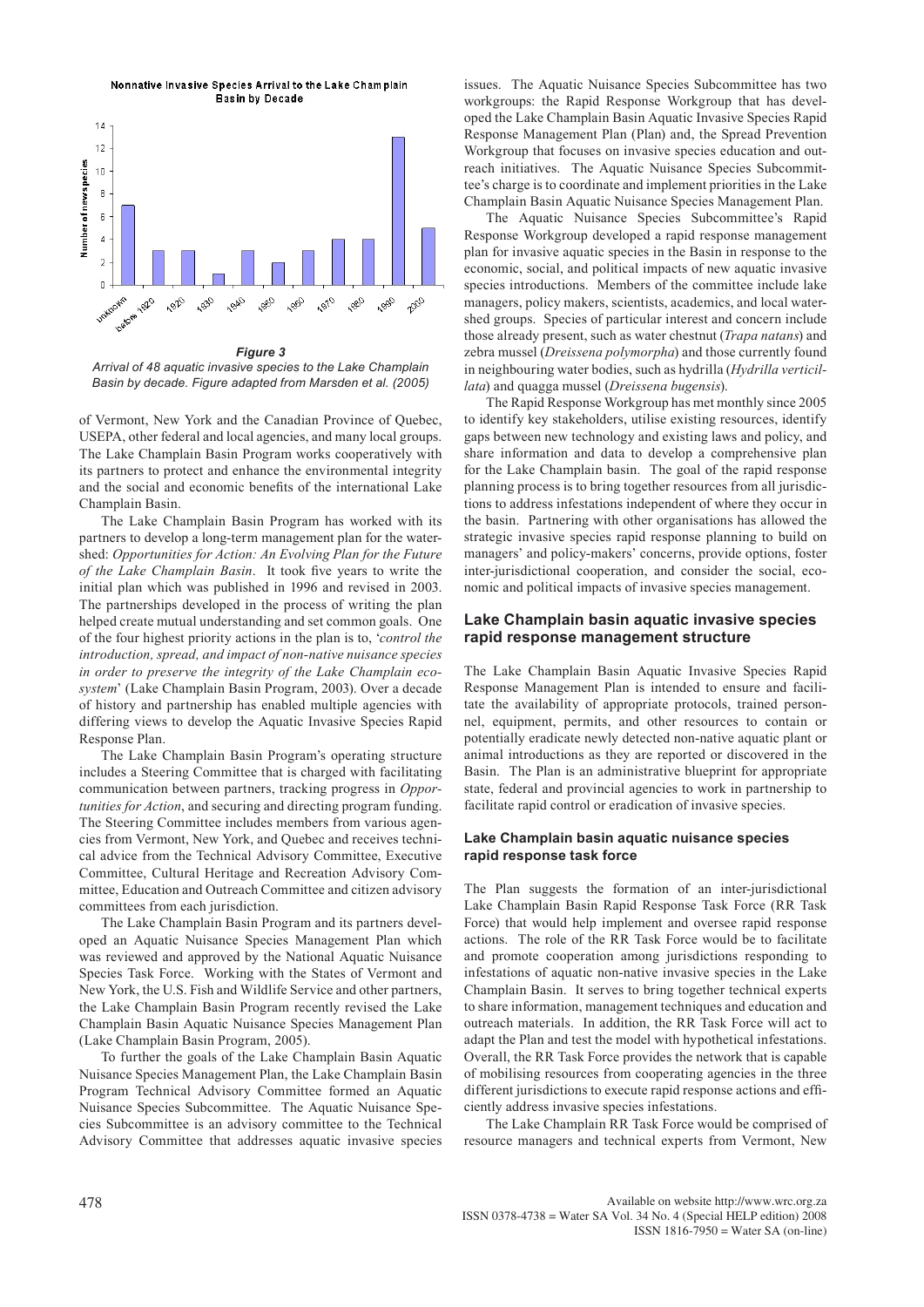Nonnative Invasive Species Arrival to the Lake Champlain Basin by Decade

***Figure 3***
*Arrival of 48 aquatic invasive species to the Lake Champlain Basin by decade. Figure adapted from Marsden et al. (2005)*

of Vermont, New York and the Canadian Province of Quebec, USEPA, other federal and local agencies, and many local groups. The Lake Champlain Basin Program works cooperatively with its partners to protect and enhance the environmental integrity and the social and economic benefits of the international Lake Champlain Basin.

The Lake Champlain Basin Program has worked with its partners to develop a long-term management plan for the watershed: *Opportunities for Action: An Evolving Plan for the Future of the Lake Champlain Basin*. It took five years to write the initial plan which was published in 1996 and revised in 2003. The partnerships developed in the process of writing the plan helped create mutual understanding and set common goals. One of the four highest priority actions in the plan is to, '*control the introduction, spread, and impact of non-native nuisance species in order to preserve the integrity of the Lake Champlain ecosystem*' (Lake Champlain Basin Program, 2003). Over a decade of history and partnership has enabled multiple agencies with differing views to develop the Aquatic Invasive Species Rapid Response Plan.

The Lake Champlain Basin Program's operating structure includes a Steering Committee that is charged with facilitating communication between partners, tracking progress in *Opportunities for Action*, and securing and directing program funding. The Steering Committee includes members from various agencies from Vermont, New York, and Quebec and receives technical advice from the Technical Advisory Committee, Executive Committee, Cultural Heritage and Recreation Advisory Committee, Education and Outreach Committee and citizen advisory committees from each jurisdiction.

The Lake Champlain Basin Program and its partners developed an Aquatic Nuisance Species Management Plan which was reviewed and approved by the National Aquatic Nuisance Species Task Force. Working with the States of Vermont and New York, the U.S. Fish and Wildlife Service and other partners, the Lake Champlain Basin Program recently revised the Lake Champlain Basin Aquatic Nuisance Species Management Plan (Lake Champlain Basin Program, 2005).

To further the goals of the Lake Champlain Basin Aquatic Nuisance Species Management Plan, the Lake Champlain Basin Program Technical Advisory Committee formed an Aquatic Nuisance Species Subcommittee. The Aquatic Nuisance Species Subcommittee is an advisory committee to the Technical Advisory Committee that addresses aquatic invasive species issues. The Aquatic Nuisance Species Subcommittee has two workgroups: the Rapid Response Workgroup that has developed the Lake Champlain Basin Aquatic Invasive Species Rapid Response Management Plan (Plan) and, the Spread Prevention Workgroup that focuses on invasive species education and outreach initiatives. The Aquatic Nuisance Species Subcommittee's charge is to coordinate and implement priorities in the Lake Champlain Basin Aquatic Nuisance Species Management Plan.

The Aquatic Nuisance Species Subcommittee's Rapid Response Workgroup developed a rapid response management plan for invasive aquatic species in the Basin in response to the economic, social, and political impacts of new aquatic invasive species introductions. Members of the committee include lake managers, policy makers, scientists, academics, and local watershed groups. Species of particular interest and concern include those already present, such as water chestnut (*Trapa natans*) and zebra mussel (*Dreissena polymorpha*) and those currently found in neighbouring water bodies, such as hydrilla (*Hydrilla verticillata*) and quagga mussel (*Dreissena bugensis*).

The Rapid Response Workgroup has met monthly since 2005 to identify key stakeholders, utilise existing resources, identify gaps between new technology and existing laws and policy, and share information and data to develop a comprehensive plan for the Lake Champlain basin. The goal of the rapid response planning process is to bring together resources from all jurisdictions to address infestations independent of where they occur in the basin. Partnering with other organisations has allowed the strategic invasive species rapid response planning to build on managers' and policy-makers' concerns, provide options, foster inter-jurisdictional cooperation, and consider the social, economic and political impacts of invasive species management.

## Lake Champlain basin aquatic invasive species rapid response management structure

The Lake Champlain Basin Aquatic Invasive Species Rapid Response Management Plan is intended to ensure and facilitate the availability of appropriate protocols, trained personnel, equipment, permits, and other resources to contain or potentially eradicate newly detected non-native aquatic plant or animal introductions as they are reported or discovered in the Basin. The Plan is an administrative blueprint for appropriate state, federal and provincial agencies to work in partnership to facilitate rapid control or eradication of invasive species.

### Lake Champlain basin aquatic nuisance species rapid response task force

The Plan suggests the formation of an inter-jurisdictional Lake Champlain Basin Rapid Response Task Force (RR Task Force) that would help implement and oversee rapid response actions. The role of the RR Task Force would be to facilitate and promote cooperation among jurisdictions responding to infestations of aquatic non-native invasive species in the Lake Champlain Basin. It serves to bring together technical experts to share information, management techniques and education and outreach materials. In addition, the RR Task Force will act to adapt the Plan and test the model with hypothetical infestations. Overall, the RR Task Force provides the network that is capable of mobilising resources from cooperating agencies in the three different jurisdictions to execute rapid response actions and efficiently address invasive species infestations.

The Lake Champlain RR Task Force would be comprised of resource managers and technical experts from Vermont, New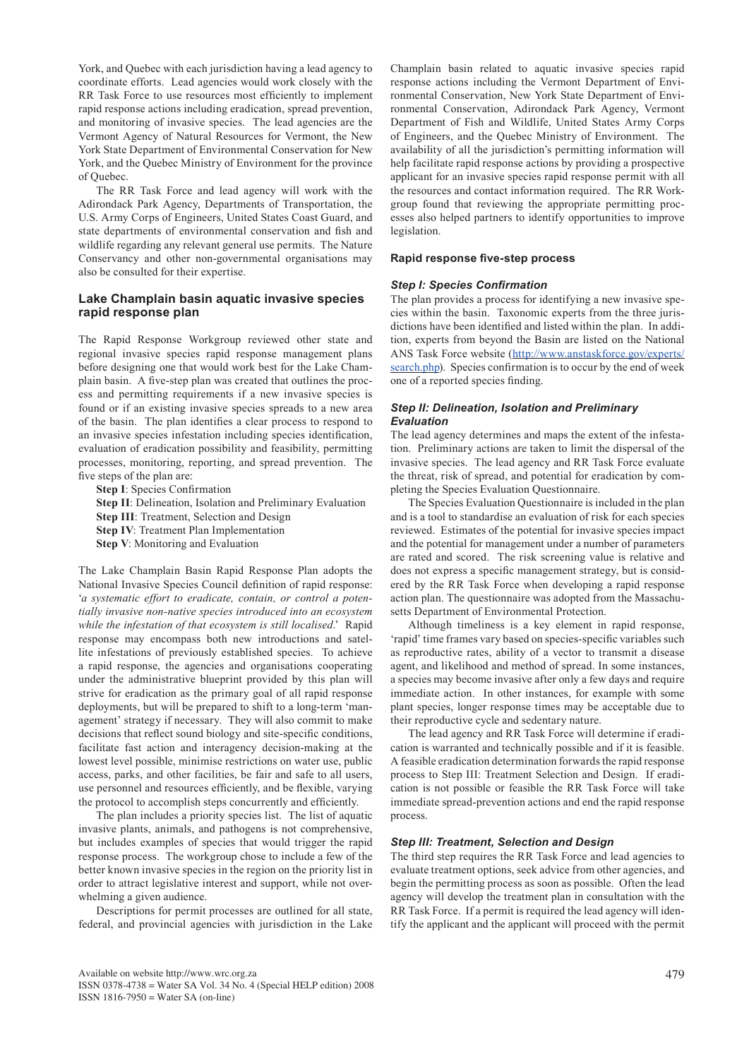York, and Quebec with each jurisdiction having a lead agency to coordinate efforts. Lead agencies would work closely with the RR Task Force to use resources most efficiently to implement rapid response actions including eradication, spread prevention, and monitoring of invasive species. The lead agencies are the Vermont Agency of Natural Resources for Vermont, the New York State Department of Environmental Conservation for New York, and the Quebec Ministry of Environment for the province of Quebec.

The RR Task Force and lead agency will work with the Adirondack Park Agency, Departments of Transportation, the U.S. Army Corps of Engineers, United States Coast Guard, and state departments of environmental conservation and fish and wildlife regarding any relevant general use permits. The Nature Conservancy and other non-governmental organisations may also be consulted for their expertise.

## Lake Champlain basin aquatic invasive species rapid response plan

The Rapid Response Workgroup reviewed other state and regional invasive species rapid response management plans before designing one that would work best for the Lake Champlain basin. A five-step plan was created that outlines the process and permitting requirements if a new invasive species is found or if an existing invasive species spreads to a new area of the basin. The plan identifies a clear process to respond to an invasive species infestation including species identification, evaluation of eradication possibility and feasibility, permitting processes, monitoring, reporting, and spread prevention. The five steps of the plan are:

**Step I**: Species Confirmation  
**Step II**: Delineation, Isolation and Preliminary Evaluation  
**Step III**: Treatment, Selection and Design  
**Step IV**: Treatment Plan Implementation  
**Step V**: Monitoring and Evaluation

The Lake Champlain Basin Rapid Response Plan adopts the National Invasive Species Council definition of rapid response: '*a systematic effort to eradicate, contain, or control a potentially invasive non-native species introduced into an ecosystem while the infestation of that ecosystem is still localised*.' Rapid response may encompass both new introductions and satellite infestations of previously established species. To achieve a rapid response, the agencies and organisations cooperating under the administrative blueprint provided by this plan will strive for eradication as the primary goal of all rapid response deployments, but will be prepared to shift to a long-term 'management' strategy if necessary. They will also commit to make decisions that reflect sound biology and site-specific conditions, facilitate fast action and interagency decision-making at the lowest level possible, minimise restrictions on water use, public access, parks, and other facilities, be fair and safe to all users, use personnel and resources efficiently, and be flexible, varying the protocol to accomplish steps concurrently and efficiently.

The plan includes a priority species list. The list of aquatic invasive plants, animals, and pathogens is not comprehensive, but includes examples of species that would trigger the rapid response process. The workgroup chose to include a few of the better known invasive species in the region on the priority list in order to attract legislative interest and support, while not overwhelming a given audience.

Descriptions for permit processes are outlined for all state, federal, and provincial agencies with jurisdiction in the Lake Champlain basin related to aquatic invasive species rapid response actions including the Vermont Department of Environmental Conservation, New York State Department of Environmental Conservation, Adirondack Park Agency, Vermont Department of Fish and Wildlife, United States Army Corps of Engineers, and the Quebec Ministry of Environment. The availability of all the jurisdiction's permitting information will help facilitate rapid response actions by providing a prospective applicant for an invasive species rapid response permit with all the resources and contact information required. The RR Workgroup found that reviewing the appropriate permitting processes also helped partners to identify opportunities to improve legislation.

### Rapid response five-step process

#### *Step I: Species Confirmation*

The plan provides a process for identifying a new invasive species within the basin. Taxonomic experts from the three jurisdictions have been identified and listed within the plan. In addition, experts from beyond the Basin are listed on the National ANS Task Force website (http://www.anstaskforce.gov/experts/search.php). Species confirmation is to occur by the end of week one of a reported species finding.

#### *Step II: Delineation, Isolation and Preliminary Evaluation*

The lead agency determines and maps the extent of the infestation. Preliminary actions are taken to limit the dispersal of the invasive species. The lead agency and RR Task Force evaluate the threat, risk of spread, and potential for eradication by completing the Species Evaluation Questionnaire.

The Species Evaluation Questionnaire is included in the plan and is a tool to standardise an evaluation of risk for each species reviewed. Estimates of the potential for invasive species impact and the potential for management under a number of parameters are rated and scored. The risk screening value is relative and does not express a specific management strategy, but is considered by the RR Task Force when developing a rapid response action plan. The questionnaire was adopted from the Massachusetts Department of Environmental Protection.

Although timeliness is a key element in rapid response, 'rapid' time frames vary based on species-specific variables such as reproductive rates, ability of a vector to transmit a disease agent, and likelihood and method of spread. In some instances, a species may become invasive after only a few days and require immediate action. In other instances, for example with some plant species, longer response times may be acceptable due to their reproductive cycle and sedentary nature.

The lead agency and RR Task Force will determine if eradication is warranted and technically possible and if it is feasible. A feasible eradication determination forwards the rapid response process to Step III: Treatment Selection and Design. If eradication is not possible or feasible the RR Task Force will take immediate spread-prevention actions and end the rapid response process.

#### *Step III: Treatment, Selection and Design*

The third step requires the RR Task Force and lead agencies to evaluate treatment options, seek advice from other agencies, and begin the permitting process as soon as possible. Often the lead agency will develop the treatment plan in consultation with the RR Task Force. If a permit is required the lead agency will identify the applicant and the applicant will proceed with the permit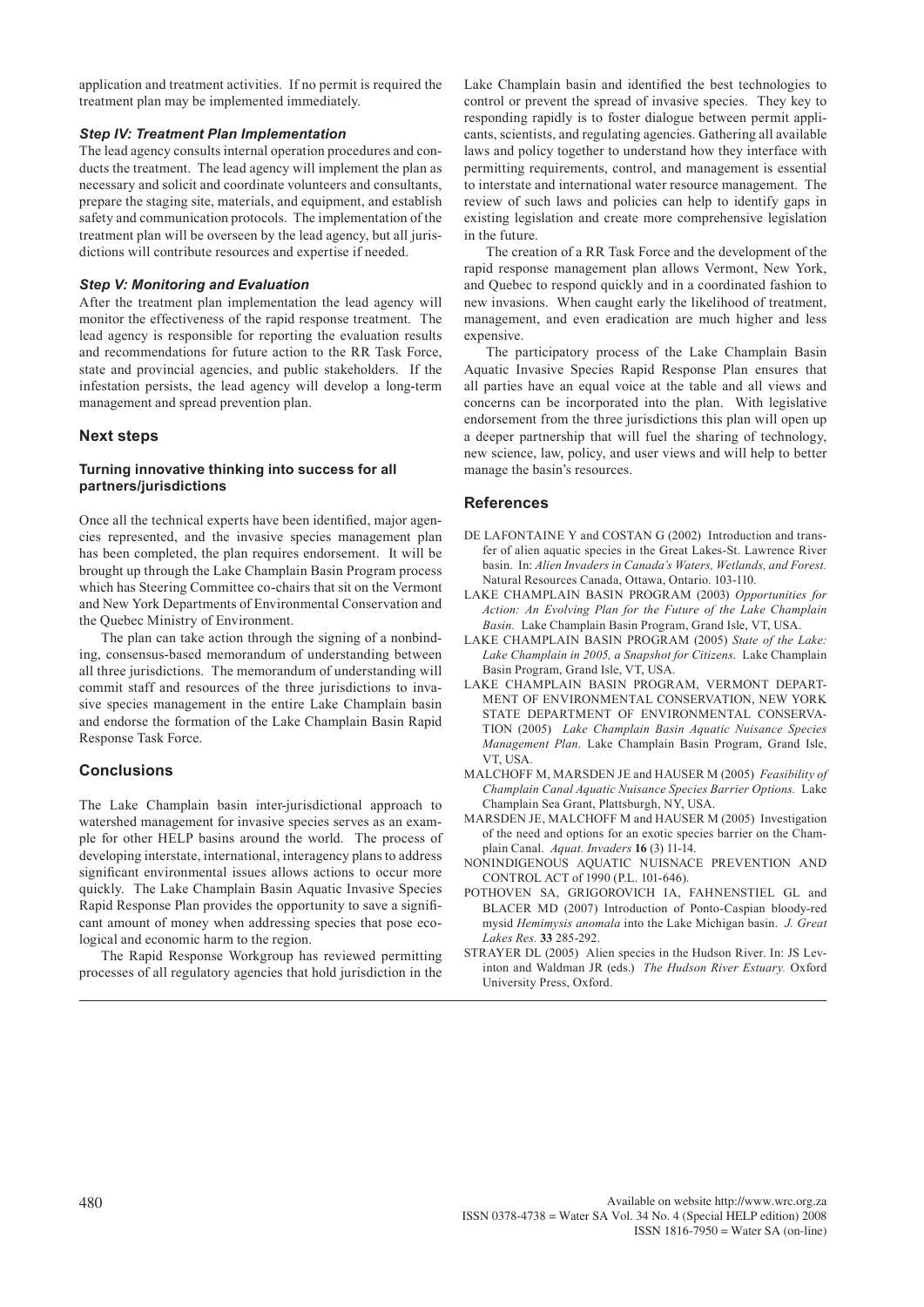application and treatment activities. If no permit is required the treatment plan may be implemented immediately.

#### *Step IV: Treatment Plan Implementation*

The lead agency consults internal operation procedures and conducts the treatment. The lead agency will implement the plan as necessary and solicit and coordinate volunteers and consultants, prepare the staging site, materials, and equipment, and establish safety and communication protocols. The implementation of the treatment plan will be overseen by the lead agency, but all jurisdictions will contribute resources and expertise if needed.

#### *Step V: Monitoring and Evaluation*

After the treatment plan implementation the lead agency will monitor the effectiveness of the rapid response treatment. The lead agency is responsible for reporting the evaluation results and recommendations for future action to the RR Task Force, state and provincial agencies, and public stakeholders. If the infestation persists, the lead agency will develop a long-term management and spread prevention plan.

## Next steps

### Turning innovative thinking into success for all partners/jurisdictions

Once all the technical experts have been identified, major agencies represented, and the invasive species management plan has been completed, the plan requires endorsement. It will be brought up through the Lake Champlain Basin Program process which has Steering Committee co-chairs that sit on the Vermont and New York Departments of Environmental Conservation and the Quebec Ministry of Environment.

The plan can take action through the signing of a nonbinding, consensus-based memorandum of understanding between all three jurisdictions. The memorandum of understanding will commit staff and resources of the three jurisdictions to invasive species management in the entire Lake Champlain basin and endorse the formation of the Lake Champlain Basin Rapid Response Task Force.

## Conclusions

The Lake Champlain basin inter-jurisdictional approach to watershed management for invasive species serves as an example for other HELP basins around the world. The process of developing interstate, international, interagency plans to address significant environmental issues allows actions to occur more quickly. The Lake Champlain Basin Aquatic Invasive Species Rapid Response Plan provides the opportunity to save a significant amount of money when addressing species that pose ecological and economic harm to the region.

The Rapid Response Workgroup has reviewed permitting processes of all regulatory agencies that hold jurisdiction in the Lake Champlain basin and identified the best technologies to control or prevent the spread of invasive species. They key to responding rapidly is to foster dialogue between permit applicants, scientists, and regulating agencies. Gathering all available laws and policy together to understand how they interface with permitting requirements, control, and management is essential to interstate and international water resource management. The review of such laws and policies can help to identify gaps in existing legislation and create more comprehensive legislation in the future.

The creation of a RR Task Force and the development of the rapid response management plan allows Vermont, New York, and Quebec to respond quickly and in a coordinated fashion to new invasions. When caught early the likelihood of treatment, management, and even eradication are much higher and less expensive.

The participatory process of the Lake Champlain Basin Aquatic Invasive Species Rapid Response Plan ensures that all parties have an equal voice at the table and all views and concerns can be incorporated into the plan. With legislative endorsement from the three jurisdictions this plan will open up a deeper partnership that will fuel the sharing of technology, new science, law, policy, and user views and will help to better manage the basin's resources.

## References

DE LAFONTAINE Y and COSTAN G (2002) Introduction and transfer of alien aquatic species in the Great Lakes-St. Lawrence River basin. In: *Alien Invaders in Canada's Waters, Wetlands, and Forest.* Natural Resources Canada, Ottawa, Ontario. 103-110.

LAKE CHAMPLAIN BASIN PROGRAM (2003) *Opportunities for Action: An Evolving Plan for the Future of the Lake Champlain Basin.* Lake Champlain Basin Program, Grand Isle, VT, USA.

LAKE CHAMPLAIN BASIN PROGRAM (2005) *State of the Lake: Lake Champlain in 2005, a Snapshot for Citizens.* Lake Champlain Basin Program, Grand Isle, VT, USA.

LAKE CHAMPLAIN BASIN PROGRAM, VERMONT DEPARTMENT OF ENVIRONMENTAL CONSERVATION, NEW YORK STATE DEPARTMENT OF ENVIRONMENTAL CONSERVATION (2005) *Lake Champlain Basin Aquatic Nuisance Species Management Plan.* Lake Champlain Basin Program, Grand Isle, VT, USA.

MALCHOFF M, MARSDEN JE and HAUSER M (2005) *Feasibility of Champlain Canal Aquatic Nuisance Species Barrier Options.* Lake Champlain Sea Grant, Plattsburgh, NY, USA.

MARSDEN JE, MALCHOFF M and HAUSER M (2005) Investigation of the need and options for an exotic species barrier on the Champlain Canal. *Aquat. Invaders* **16** (3) 11-14.

NONINDIGENOUS AQUATIC NUISNACE PREVENTION AND CONTROL ACT of 1990 (P.L. 101-646).

POTHOVEN SA, GRIGOROVICH IA, FAHNENSTIEL GL and BLACER MD (2007) Introduction of Ponto-Caspian bloody-red mysid *Hemimysis anomala* into the Lake Michigan basin. *J. Great Lakes Res.* **33** 285-292.

STRAYER DL (2005) Alien species in the Hudson River. In: JS Levinton and Waldman JR (eds.) *The Hudson River Estuary.* Oxford University Press, Oxford.